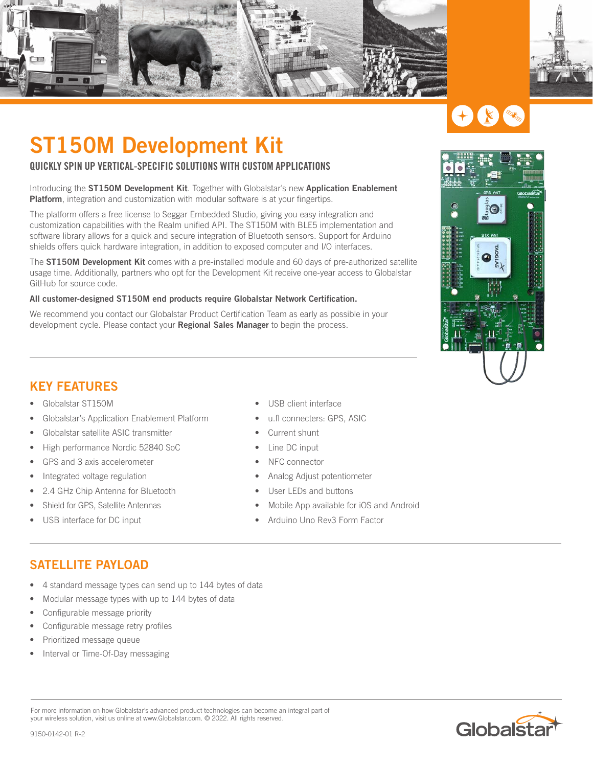# ST150M Development Kit

### QUICKLY SPIN UP VERTICAL-SPECIFIC SOLUTIONS WITH CUSTOM APPLICATIONS

Introducing the **ST150M Development Kit**. Together with Globalstar's new **Application Enablement Platform**, integration and customization with modular software is at your fingertips.

The platform offers a free license to Seggar Embedded Studio, giving you easy integration and customization capabilities with the Realm unified API. The ST150M with BLE5 implementation and software library allows for a quick and secure integration of Bluetooth sensors. Support for Arduino shields offers quick hardware integration, in addition to exposed computer and I/O interfaces.

The **ST150M Development Kit** comes with a pre-installed module and 60 days of pre-authorized satellite usage time. Additionally, partners who opt for the Development Kit receive one-year access to Globalstar GitHub for source code.

**All customer-designed ST150M end products require Globalstar Network Certification.**

We recommend you contact our Globalstar Product Certification Team as early as possible in your development cycle. Please contact your **Regional Sales Manager** to begin the process.

## KEY FEATURES

- Globalstar ST150M
- Globalstar's Application Enablement Platform
- Globalstar satellite ASIC transmitter
- High performance Nordic 52840 SoC
- GPS and 3 axis accelerometer
- Integrated voltage regulation
- 2.4 GHz Chip Antenna for Bluetooth
- Shield for GPS, Satellite Antennas
- USB interface for DC input
- USB client interface
- u.fl connecters: GPS, ASIC
- Current shunt
- Line DC input
- NFC connector
- Analog Adjust potentiometer
- User LEDs and buttons
- Mobile App available for iOS and Android
- Arduino Uno Rev3 Form Factor

## SATELLITE PAYLOAD

- 4 standard message types can send up to 144 bytes of data
- Modular message types with up to 144 bytes of data
- Configurable message priority
- Configurable message retry profiles
- Prioritized message queue
- Interval or Time-Of-Day messaging

For more information on how Globalstar's advanced product technologies can become an integral part of your wireless solution, visit us online at www.Globalstar.com. © 2022. All rights reserved.

9150-0142-01 R-2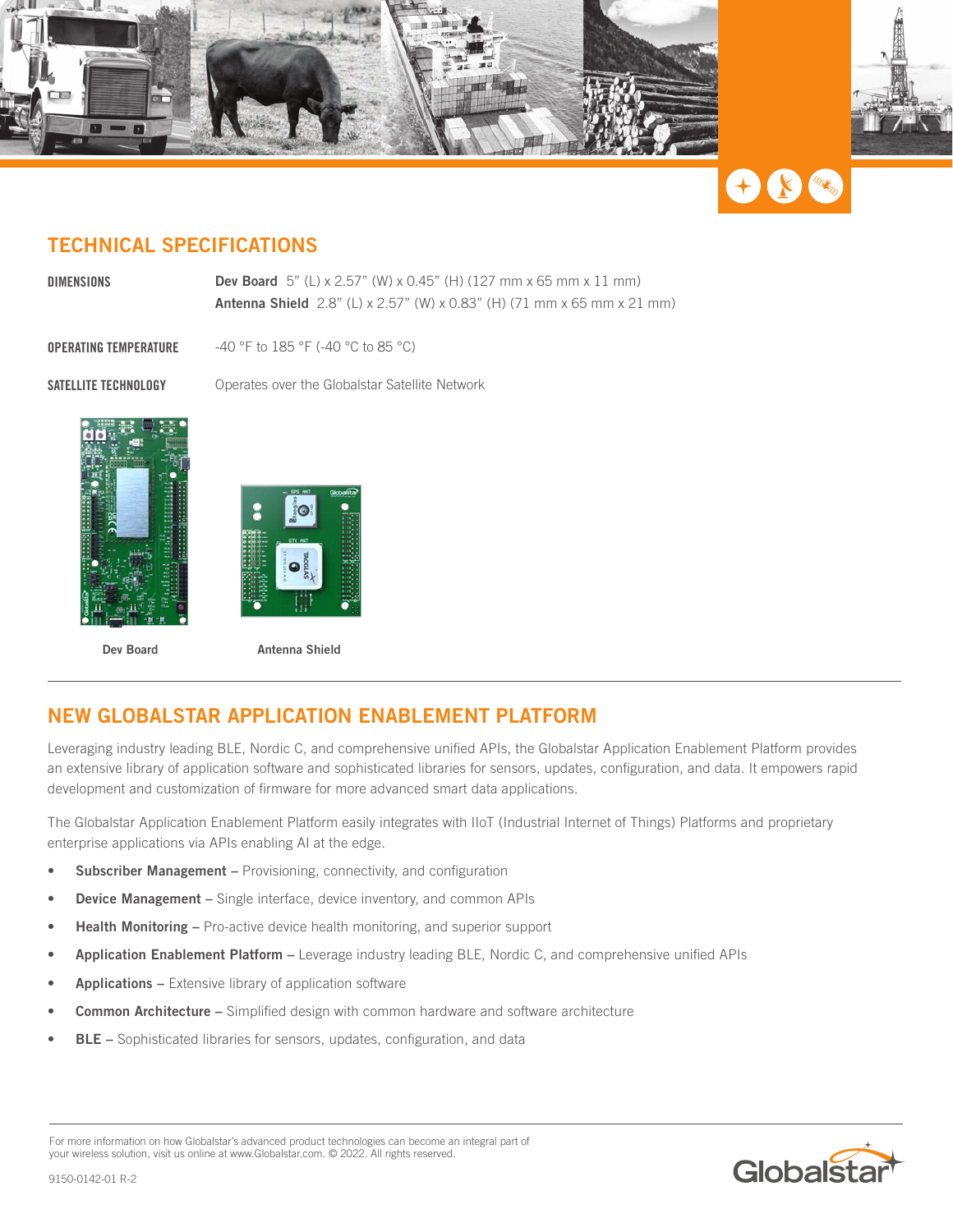## TECHNICAL SPECIFICATIONS

| | |
|---|---|
| **DIMENSIONS** | **Dev Board** 5" (L) x 2.57" (W) x 0.45" (H) (127 mm x 65 mm x 11 mm)<br>**Antenna Shield** 2.8" (L) x 2.57" (W) x 0.83" (H) (71 mm x 65 mm x 21 mm) |
| **OPERATING TEMPERATURE** | -40 °F to 185 °F (-40 °C to 85 °C) |
| **SATELLITE TECHNOLOGY** | Operates over the Globalstar Satellite Network |

Dev Board

Antenna Shield

## NEW GLOBALSTAR APPLICATION ENABLEMENT PLATFORM

Leveraging industry leading BLE, Nordic C, and comprehensive unified APIs, the Globalstar Application Enablement Platform provides an extensive library of application software and sophisticated libraries for sensors, updates, configuration, and data. It empowers rapid development and customization of firmware for more advanced smart data applications.

The Globalstar Application Enablement Platform easily integrates with IIoT (Industrial Internet of Things) Platforms and proprietary enterprise applications via APIs enabling AI at the edge.

- **Subscriber Management –** Provisioning, connectivity, and configuration
- **Device Management –** Single interface, device inventory, and common APIs
- **Health Monitoring –** Pro-active device health monitoring, and superior support
- **Application Enablement Platform –** Leverage industry leading BLE, Nordic C, and comprehensive unified APIs
- **Applications –** Extensive library of application software
- **Common Architecture –** Simplified design with common hardware and software architecture
- **BLE –** Sophisticated libraries for sensors, updates, configuration, and data

For more information on how Globalstar's advanced product technologies can become an integral part of your wireless solution, visit us online at www.Globalstar.com. © 2022. All rights reserved.

9150-0142-01 R-2